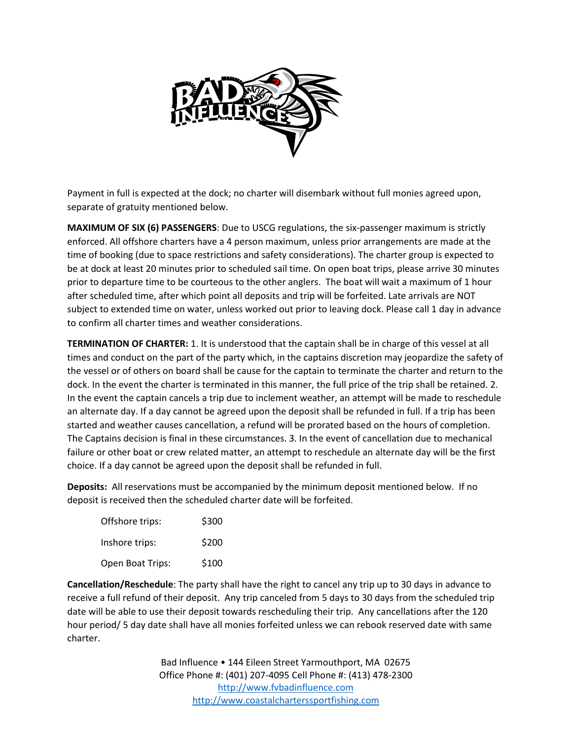Payment in full is expected at the dock; no charter will disembark without full monies agreed upon, separate of gratuity mentioned below.

**MAXIMUM OF SIX (6) PASSENGERS**: Due to USCG regulations, the six-passenger maximum is strictly enforced. All offshore charters have a 4 person maximum, unless prior arrangements are made at the time of booking (due to space restrictions and safety considerations). The charter group is expected to be at dock at least 20 minutes prior to scheduled sail time. On open boat trips, please arrive 30 minutes prior to departure time to be courteous to the other anglers. The boat will wait a maximum of 1 hour after scheduled time, after which point all deposits and trip will be forfeited. Late arrivals are NOT subject to extended time on water, unless worked out prior to leaving dock. Please call 1 day in advance to confirm all charter times and weather considerations.

**TERMINATION OF CHARTER:** 1. It is understood that the captain shall be in charge of this vessel at all times and conduct on the part of the party which, in the captains discretion may jeopardize the safety of the vessel or of others on board shall be cause for the captain to terminate the charter and return to the dock. In the event the charter is terminated in this manner, the full price of the trip shall be retained. 2. In the event the captain cancels a trip due to inclement weather, an attempt will be made to reschedule an alternate day. If a day cannot be agreed upon the deposit shall be refunded in full. If a trip has been started and weather causes cancellation, a refund will be prorated based on the hours of completion. The Captains decision is final in these circumstances. 3. In the event of cancellation due to mechanical failure or other boat or crew related matter, an attempt to reschedule an alternate day will be the first choice. If a day cannot be agreed upon the deposit shall be refunded in full.

**Deposits:** All reservations must be accompanied by the minimum deposit mentioned below. If no deposit is received then the scheduled charter date will be forfeited.

| | |
|---|---|
| Offshore trips: | $300 |
| Inshore trips: | $200 |
| Open Boat Trips: | $100 |

**Cancellation/Reschedule**: The party shall have the right to cancel any trip up to 30 days in advance to receive a full refund of their deposit. Any trip canceled from 5 days to 30 days from the scheduled trip date will be able to use their deposit towards rescheduling their trip. Any cancellations after the 120 hour period/ 5 day date shall have all monies forfeited unless we can rebook reserved date with same charter.

Bad Influence • 144 Eileen Street Yarmouthport, MA 02675
Office Phone #: (401) 207-4095 Cell Phone #: (413) 478-2300
http://www.fvbadinfluence.com
http://www.coastalchartersportfishing.com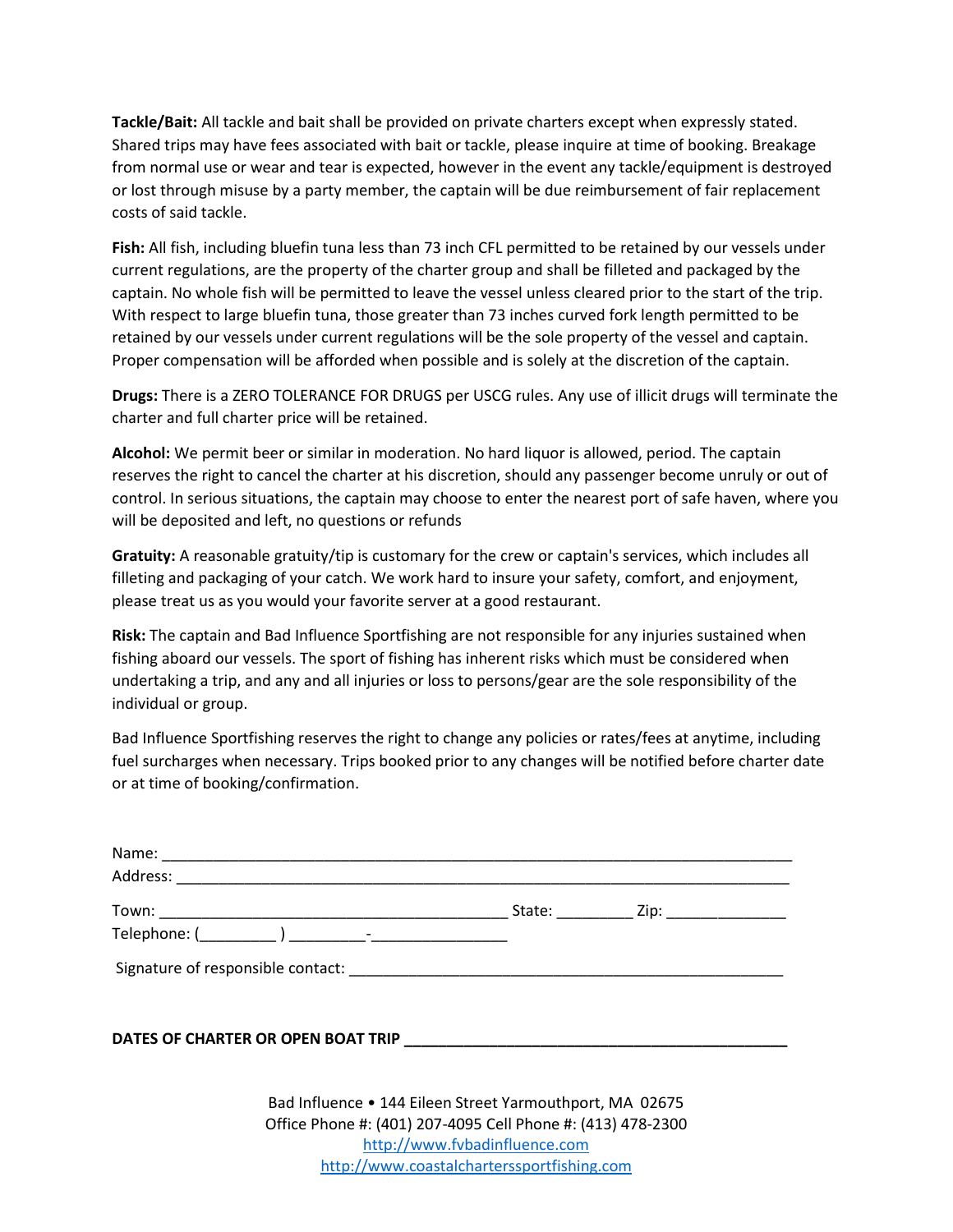**Tackle/Bait:** All tackle and bait shall be provided on private charters except when expressly stated. Shared trips may have fees associated with bait or tackle, please inquire at time of booking. Breakage from normal use or wear and tear is expected, however in the event any tackle/equipment is destroyed or lost through misuse by a party member, the captain will be due reimbursement of fair replacement costs of said tackle.

**Fish:** All fish, including bluefin tuna less than 73 inch CFL permitted to be retained by our vessels under current regulations, are the property of the charter group and shall be filleted and packaged by the captain. No whole fish will be permitted to leave the vessel unless cleared prior to the start of the trip. With respect to large bluefin tuna, those greater than 73 inches curved fork length permitted to be retained by our vessels under current regulations will be the sole property of the vessel and captain. Proper compensation will be afforded when possible and is solely at the discretion of the captain.

**Drugs:** There is a ZERO TOLERANCE FOR DRUGS per USCG rules. Any use of illicit drugs will terminate the charter and full charter price will be retained.

**Alcohol:** We permit beer or similar in moderation. No hard liquor is allowed, period. The captain reserves the right to cancel the charter at his discretion, should any passenger become unruly or out of control. In serious situations, the captain may choose to enter the nearest port of safe haven, where you will be deposited and left, no questions or refunds

**Gratuity:** A reasonable gratuity/tip is customary for the crew or captain's services, which includes all filleting and packaging of your catch. We work hard to insure your safety, comfort, and enjoyment, please treat us as you would your favorite server at a good restaurant.

**Risk:** The captain and Bad Influence Sportfishing are not responsible for any injuries sustained when fishing aboard our vessels. The sport of fishing has inherent risks which must be considered when undertaking a trip, and any and all injuries or loss to persons/gear are the sole responsibility of the individual or group.

Bad Influence Sportfishing reserves the right to change any policies or rates/fees at anytime, including fuel surcharges when necessary. Trips booked prior to any changes will be notified before charter date or at time of booking/confirmation.

Name: ___________________________________________________________________________

Address: _________________________________________________________________________

Town: ________________________________________ State: _________ Zip: ______________

Telephone: (_________ ) _________-________________

Signature of responsible contact: ____________________________________________________

**DATES OF CHARTER OR OPEN BOAT TRIP ____________________________________________**

Bad Influence • 144 Eileen Street Yarmouthport, MA 02675
Office Phone #: (401) 207-4095 Cell Phone #: (413) 478-2300
http://www.fvbadinfluence.com
http://www.coastalcharterssportfishing.com